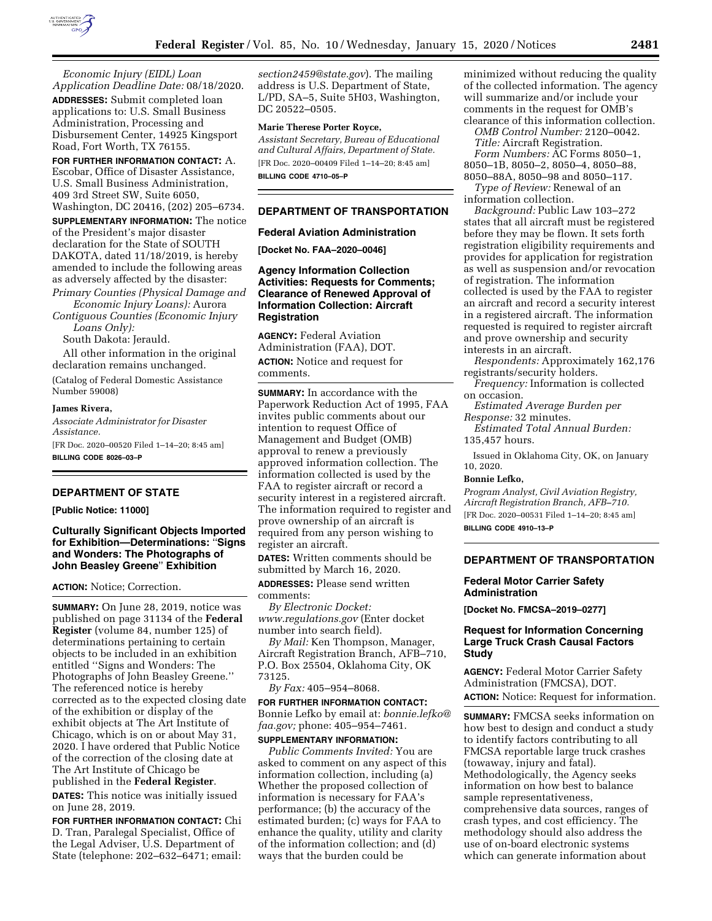*Economic Injury (EIDL) Loan Application Deadline Date:* 08/18/2020.

**ADDRESSES:** Submit completed loan applications to: U.S. Small Business Administration, Processing and Disbursement Center, 14925 Kingsport Road, Fort Worth, TX 76155.

**FOR FURTHER INFORMATION CONTACT:** A. Escobar, Office of Disaster Assistance, U.S. Small Business Administration, 409 3rd Street SW, Suite 6050, Washington, DC 20416, (202) 205–6734.

**SUPPLEMENTARY INFORMATION:** The notice of the President's major disaster declaration for the State of SOUTH DAKOTA, dated 11/18/2019, is hereby amended to include the following areas as adversely affected by the disaster:

*Primary Counties (Physical Damage and Economic Injury Loans):* Aurora

*Contiguous Counties (Economic Injury Loans Only):*

South Dakota: Jerauld.

All other information in the original declaration remains unchanged.

(Catalog of Federal Domestic Assistance Number 59008)

**James Rivera,**

*Associate Administrator for Disaster Assistance.*

[FR Doc. 2020–00520 Filed 1–14–20; 8:45 am]

**BILLING CODE 8026–03–P**

## DEPARTMENT OF STATE

**[Public Notice: 11000]**

### Culturally Significant Objects Imported for Exhibition—Determinations: ''Signs and Wonders: The Photographs of John Beasley Greene'' Exhibition

**ACTION:** Notice; Correction.

**SUMMARY:** On June 28, 2019, notice was published on page 31134 of the **Federal Register** (volume 84, number 125) of determinations pertaining to certain objects to be included in an exhibition entitled ''Signs and Wonders: The Photographs of John Beasley Greene.'' The referenced notice is hereby corrected as to the expected closing date of the exhibition or display of the exhibit objects at The Art Institute of Chicago, which is on or about May 31, 2020. I have ordered that Public Notice of the correction of the closing date at The Art Institute of Chicago be published in the **Federal Register**.

**DATES:** This notice was initially issued on June 28, 2019.

**FOR FURTHER INFORMATION CONTACT:** Chi D. Tran, Paralegal Specialist, Office of the Legal Adviser, U.S. Department of State (telephone: 202–632–6471; email: *section2459@state.gov*). The mailing address is U.S. Department of State, L/PD, SA–5, Suite 5H03, Washington, DC 20522–0505.

**Marie Therese Porter Royce,**

*Assistant Secretary, Bureau of Educational and Cultural Affairs, Department of State.*

[FR Doc. 2020–00409 Filed 1–14–20; 8:45 am]

**BILLING CODE 4710–05–P**

## DEPARTMENT OF TRANSPORTATION

### Federal Aviation Administration

**[Docket No. FAA–2020–0046]**

### Agency Information Collection Activities: Requests for Comments; Clearance of Renewed Approval of Information Collection: Aircraft Registration

**AGENCY:** Federal Aviation Administration (FAA), DOT.

**ACTION:** Notice and request for comments.

**SUMMARY:** In accordance with the Paperwork Reduction Act of 1995, FAA invites public comments about our intention to request Office of Management and Budget (OMB) approval to renew a previously approved information collection. The information collected is used by the FAA to register aircraft or record a security interest in a registered aircraft. The information required to register and prove ownership of an aircraft is required from any person wishing to register an aircraft.

**DATES:** Written comments should be submitted by March 16, 2020.

**ADDRESSES:** Please send written comments:

*By Electronic Docket: www.regulations.gov* (Enter docket number into search field).

*By Mail:* Ken Thompson, Manager, Aircraft Registration Branch, AFB–710, P.O. Box 25504, Oklahoma City, OK 73125.

*By Fax:* 405–954–8068.

**FOR FURTHER INFORMATION CONTACT:** Bonnie Lefko by email at: *bonnie.lefko@faa.gov;* phone: 405–954–7461.

**SUPPLEMENTARY INFORMATION:**

*Public Comments Invited:* You are asked to comment on any aspect of this information collection, including (a) Whether the proposed collection of information is necessary for FAA's performance; (b) the accuracy of the estimated burden; (c) ways for FAA to enhance the quality, utility and clarity of the information collection; and (d) ways that the burden could be minimized without reducing the quality of the collected information. The agency will summarize and/or include your comments in the request for OMB's clearance of this information collection.

*OMB Control Number:* 2120–0042.

*Title:* Aircraft Registration.

*Form Numbers:* AC Forms 8050–1, 8050–1B, 8050–2, 8050–4, 8050–88, 8050–88A, 8050–98 and 8050–117.

*Type of Review:* Renewal of an information collection.

*Background:* Public Law 103–272 states that all aircraft must be registered before they may be flown. It sets forth registration eligibility requirements and provides for application for registration as well as suspension and/or revocation of registration. The information collected is used by the FAA to register an aircraft and record a security interest in a registered aircraft. The information requested is required to register aircraft and prove ownership and security interests in an aircraft.

*Respondents:* Approximately 162,176 registrants/security holders.

*Frequency:* Information is collected on occasion.

*Estimated Average Burden per Response:* 32 minutes.

*Estimated Total Annual Burden:* 135,457 hours.

Issued in Oklahoma City, OK, on January 10, 2020.

**Bonnie Lefko,**

*Program Analyst, Civil Aviation Registry, Aircraft Registration Branch, AFB–710.*

[FR Doc. 2020–00531 Filed 1–14–20; 8:45 am]

**BILLING CODE 4910–13–P**

## DEPARTMENT OF TRANSPORTATION

### Federal Motor Carrier Safety Administration

**[Docket No. FMCSA–2019–0277]**

### Request for Information Concerning Large Truck Crash Causal Factors Study

**AGENCY:** Federal Motor Carrier Safety Administration (FMCSA), DOT.

**ACTION:** Notice: Request for information.

**SUMMARY:** FMCSA seeks information on how best to design and conduct a study to identify factors contributing to all FMCSA reportable large truck crashes (towaway, injury and fatal). Methodologically, the Agency seeks information on how best to balance sample representativeness, comprehensive data sources, ranges of crash types, and cost efficiency. The methodology should also address the use of on-board electronic systems which can generate information about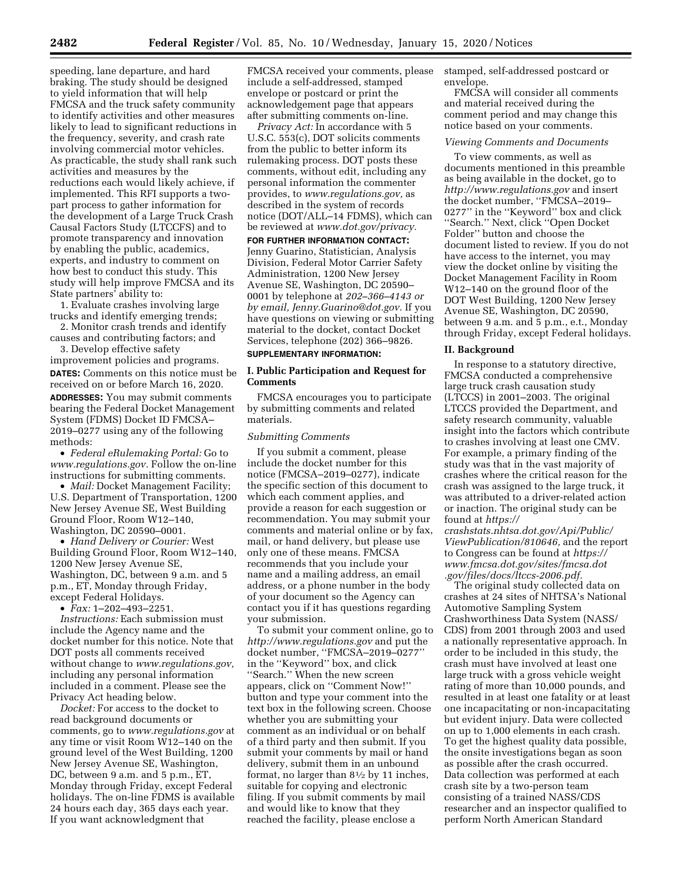speeding, lane departure, and hard braking. The study should be designed to yield information that will help FMCSA and the truck safety community to identify activities and other measures likely to lead to significant reductions in the frequency, severity, and crash rate involving commercial motor vehicles. As practicable, the study shall rank such activities and measures by the reductions each would likely achieve, if implemented. This RFI supports a two-part process to gather information for the development of a Large Truck Crash Causal Factors Study (LTCCFS) and to promote transparency and innovation by enabling the public, academics, experts, and industry to comment on how best to conduct this study. This study will help improve FMCSA and its State partners' ability to:

1. Evaluate crashes involving large trucks and identify emerging trends;
2. Monitor crash trends and identify causes and contributing factors; and
3. Develop effective safety improvement policies and programs.

**DATES:** Comments on this notice must be received on or before March 16, 2020.

**ADDRESSES:** You may submit comments bearing the Federal Docket Management System (FDMS) Docket ID FMCSA–2019–0277 using any of the following methods:

- *Federal eRulemaking Portal:* Go to *www.regulations.gov.* Follow the on-line instructions for submitting comments.
- *Mail:* Docket Management Facility; U.S. Department of Transportation, 1200 New Jersey Avenue SE, West Building Ground Floor, Room W12–140, Washington, DC 20590–0001.
- *Hand Delivery or Courier:* West Building Ground Floor, Room W12–140, 1200 New Jersey Avenue SE, Washington, DC, between 9 a.m. and 5 p.m., ET, Monday through Friday, except Federal Holidays.
- *Fax:* 1–202–493–2251.

*Instructions:* Each submission must include the Agency name and the docket number for this notice. Note that DOT posts all comments received without change to *www.regulations.gov,* including any personal information included in a comment. Please see the Privacy Act heading below.

*Docket:* For access to the docket to read background documents or comments, go to *www.regulations.gov* at any time or visit Room W12–140 on the ground level of the West Building, 1200 New Jersey Avenue SE, Washington, DC, between 9 a.m. and 5 p.m., ET, Monday through Friday, except Federal holidays. The on-line FDMS is available 24 hours each day, 365 days each year. If you want acknowledgment that FMCSA received your comments, please include a self-addressed, stamped envelope or postcard or print the acknowledgement page that appears after submitting comments on-line.

*Privacy Act:* In accordance with 5 U.S.C. 553(c), DOT solicits comments from the public to better inform its rulemaking process. DOT posts these comments, without edit, including any personal information the commenter provides, to *www.regulations.gov,* as described in the system of records notice (DOT/ALL–14 FDMS), which can be reviewed at *www.dot.gov/privacy.*

**FOR FURTHER INFORMATION CONTACT:** Jenny Guarino, Statistician, Analysis Division, Federal Motor Carrier Safety Administration, 1200 New Jersey Avenue SE, Washington, DC 20590–0001 by telephone at *202–366–4143 or by email, Jenny.Guarino@dot.gov.* If you have questions on viewing or submitting material to the docket, contact Docket Services, telephone (202) 366–9826.

**SUPPLEMENTARY INFORMATION:**

## I. Public Participation and Request for Comments

FMCSA encourages you to participate by submitting comments and related materials.

### *Submitting Comments*

If you submit a comment, please include the docket number for this notice (FMCSA–2019–0277), indicate the specific section of this document to which each comment applies, and provide a reason for each suggestion or recommendation. You may submit your comments and material online or by fax, mail, or hand delivery, but please use only one of these means. FMCSA recommends that you include your name and a mailing address, an email address, or a phone number in the body of your document so the Agency can contact you if it has questions regarding your submission.

To submit your comment online, go to *http://www.regulations.gov* and put the docket number, ''FMCSA–2019–0277'' in the ''Keyword'' box, and click ''Search.'' When the new screen appears, click on ''Comment Now!'' button and type your comment into the text box in the following screen. Choose whether you are submitting your comment as an individual or on behalf of a third party and then submit. If you submit your comments by mail or hand delivery, submit them in an unbound format, no larger than 8½ by 11 inches, suitable for copying and electronic filing. If you submit comments by mail and would like to know that they reached the facility, please enclose a stamped, self-addressed postcard or envelope.

FMCSA will consider all comments and material received during the comment period and may change this notice based on your comments.

### *Viewing Comments and Documents*

To view comments, as well as documents mentioned in this preamble as being available in the docket, go to *http://www.regulations.gov* and insert the docket number, ''FMCSA–2019–0277'' in the ''Keyword'' box and click ''Search.'' Next, click ''Open Docket Folder'' button and choose the document listed to review. If you do not have access to the internet, you may view the docket online by visiting the Docket Management Facility in Room W12–140 on the ground floor of the DOT West Building, 1200 New Jersey Avenue SE, Washington, DC 20590, between 9 a.m. and 5 p.m., e.t., Monday through Friday, except Federal holidays.

## II. Background

In response to a statutory directive, FMCSA conducted a comprehensive large truck crash causation study (LTCCS) in 2001–2003. The original LTCCS provided the Department, and safety research community, valuable insight into the factors which contribute to crashes involving at least one CMV. For example, a primary finding of the study was that in the vast majority of crashes where the critical reason for the crash was assigned to the large truck, it was attributed to a driver-related action or inaction. The original study can be found at *https://crashstats.nhtsa.dot.gov/Api/Public/ViewPublication/810646,* and the report to Congress can be found at *https://www.fmcsa.dot.gov/sites/fmcsa.dot.gov/files/docs/ltccs-2006.pdf.*

The original study collected data on crashes at 24 sites of NHTSA's National Automotive Sampling System Crashworthiness Data System (NASS/CDS) from 2001 through 2003 and used a nationally representative approach. In order to be included in this study, the crash must have involved at least one large truck with a gross vehicle weight rating of more than 10,000 pounds, and resulted in at least one fatality or at least one incapacitating or non-incapacitating but evident injury. Data were collected on up to 1,000 elements in each crash. To get the highest quality data possible, the onsite investigations began as soon as possible after the crash occurred. Data collection was performed at each crash site by a two-person team consisting of a trained NASS/CDS researcher and an inspector qualified to perform North American Standard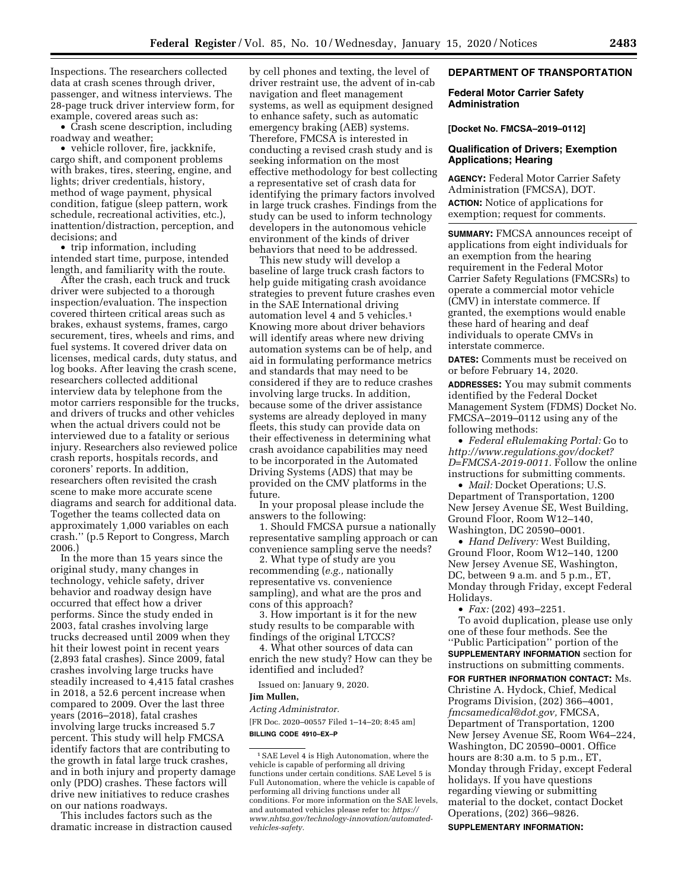Inspections. The researchers collected data at crash scenes through driver, passenger, and witness interviews. The 28-page truck driver interview form, for example, covered areas such as:

- Crash scene description, including roadway and weather;
- vehicle rollover, fire, jackknife, cargo shift, and component problems with brakes, tires, steering, engine, and lights; driver credentials, history, method of wage payment, physical condition, fatigue (sleep pattern, work schedule, recreational activities, etc.), inattention/distraction, perception, and decisions; and
- trip information, including intended start time, purpose, intended length, and familiarity with the route.

After the crash, each truck and truck driver were subjected to a thorough inspection/evaluation. The inspection covered thirteen critical areas such as brakes, exhaust systems, frames, cargo securement, tires, wheels and rims, and fuel systems. It covered driver data on licenses, medical cards, duty status, and log books. After leaving the crash scene, researchers collected additional interview data by telephone from the motor carriers responsible for the trucks, and drivers of trucks and other vehicles when the actual drivers could not be interviewed due to a fatality or serious injury. Researchers also reviewed police crash reports, hospitals records, and coroners' reports. In addition, researchers often revisited the crash scene to make more accurate scene diagrams and search for additional data. Together the teams collected data on approximately 1,000 variables on each crash.'' (p.5 Report to Congress, March 2006.)

In the more than 15 years since the original study, many changes in technology, vehicle safety, driver behavior and roadway design have occurred that effect how a driver performs. Since the study ended in 2003, fatal crashes involving large trucks decreased until 2009 when they hit their lowest point in recent years (2,893 fatal crashes). Since 2009, fatal crashes involving large trucks have steadily increased to 4,415 fatal crashes in 2018, a 52.6 percent increase when compared to 2009. Over the last three years (2016–2018), fatal crashes involving large trucks increased 5.7 percent. This study will help FMCSA identify factors that are contributing to the growth in fatal large truck crashes, and in both injury and property damage only (PDO) crashes. These factors will drive new initiatives to reduce crashes on our nations roadways.

This includes factors such as the dramatic increase in distraction caused by cell phones and texting, the level of driver restraint use, the advent of in-cab navigation and fleet management systems, as well as equipment designed to enhance safety, such as automatic emergency braking (AEB) systems. Therefore, FMCSA is interested in conducting a revised crash study and is seeking information on the most effective methodology for best collecting a representative set of crash data for identifying the primary factors involved in large truck crashes. Findings from the study can be used to inform technology developers in the autonomous vehicle environment of the kinds of driver behaviors that need to be addressed.

This new study will develop a baseline of large truck crash factors to help guide mitigating crash avoidance strategies to prevent future crashes even in the SAE International driving automation level 4 and 5 vehicles.[1] Knowing more about driver behaviors will identify areas where new driving automation systems can be of help, and aid in formulating performance metrics and standards that may need to be considered if they are to reduce crashes involving large trucks. In addition, because some of the driver assistance systems are already deployed in many fleets, this study can provide data on their effectiveness in determining what crash avoidance capabilities may need to be incorporated in the Automated Driving Systems (ADS) that may be provided on the CMV platforms in the future.

In your proposal please include the answers to the following:

1. Should FMCSA pursue a nationally representative sampling approach or can convenience sampling serve the needs?
2. What type of study are you recommending (*e.g.,* nationally representative vs. convenience sampling), and what are the pros and cons of this approach?
3. How important is it for the new study results to be comparable with findings of the original LTCCS?
4. What other sources of data can enrich the new study? How can they be identified and included?

Issued on: January 9, 2020.

**Jim Mullen,**

*Acting Administrator.*

[FR Doc. 2020–00557 Filed 1–14–20; 8:45 am]

**BILLING CODE 4910–EX–P**

[1] SAE Level 4 is High Autonomation, where the vehicle is capable of performing all driving functions under certain conditions. SAE Level 5 is Full Autonomation, where the vehicle is capable of performing all driving functions under all conditions. For more information on the SAE levels, and automated vehicles please refer to: *https://www.nhtsa.gov/technology-innovation/automated-vehicles-safety.*

## DEPARTMENT OF TRANSPORTATION

### Federal Motor Carrier Safety Administration

**[Docket No. FMCSA–2019–0112]**

### Qualification of Drivers; Exemption Applications; Hearing

**AGENCY:** Federal Motor Carrier Safety Administration (FMCSA), DOT.

**ACTION:** Notice of applications for exemption; request for comments.

**SUMMARY:** FMCSA announces receipt of applications from eight individuals for an exemption from the hearing requirement in the Federal Motor Carrier Safety Regulations (FMCSRs) to operate a commercial motor vehicle (CMV) in interstate commerce. If granted, the exemptions would enable these hard of hearing and deaf individuals to operate CMVs in interstate commerce.

**DATES:** Comments must be received on or before February 14, 2020.

**ADDRESSES:** You may submit comments identified by the Federal Docket Management System (FDMS) Docket No. FMCSA–2019–0112 using any of the following methods:

- *Federal eRulemaking Portal:* Go to *http://www.regulations.gov/docket?D=FMCSA-2019-0011.* Follow the online instructions for submitting comments.
- *Mail:* Docket Operations; U.S. Department of Transportation, 1200 New Jersey Avenue SE, West Building, Ground Floor, Room W12–140, Washington, DC 20590–0001.
- *Hand Delivery:* West Building, Ground Floor, Room W12–140, 1200 New Jersey Avenue SE, Washington, DC, between 9 a.m. and 5 p.m., ET, Monday through Friday, except Federal Holidays.
- *Fax:* (202) 493–2251.

To avoid duplication, please use only one of these four methods. See the ''Public Participation'' portion of the **SUPPLEMENTARY INFORMATION** section for instructions on submitting comments.

**FOR FURTHER INFORMATION CONTACT:** Ms. Christine A. Hydock, Chief, Medical Programs Division, (202) 366–4001, *fmcsamedical@dot.gov,* FMCSA, Department of Transportation, 1200 New Jersey Avenue SE, Room W64–224, Washington, DC 20590–0001. Office hours are 8:30 a.m. to 5 p.m., ET, Monday through Friday, except Federal holidays. If you have questions regarding viewing or submitting material to the docket, contact Docket Operations, (202) 366–9826.

**SUPPLEMENTARY INFORMATION:**